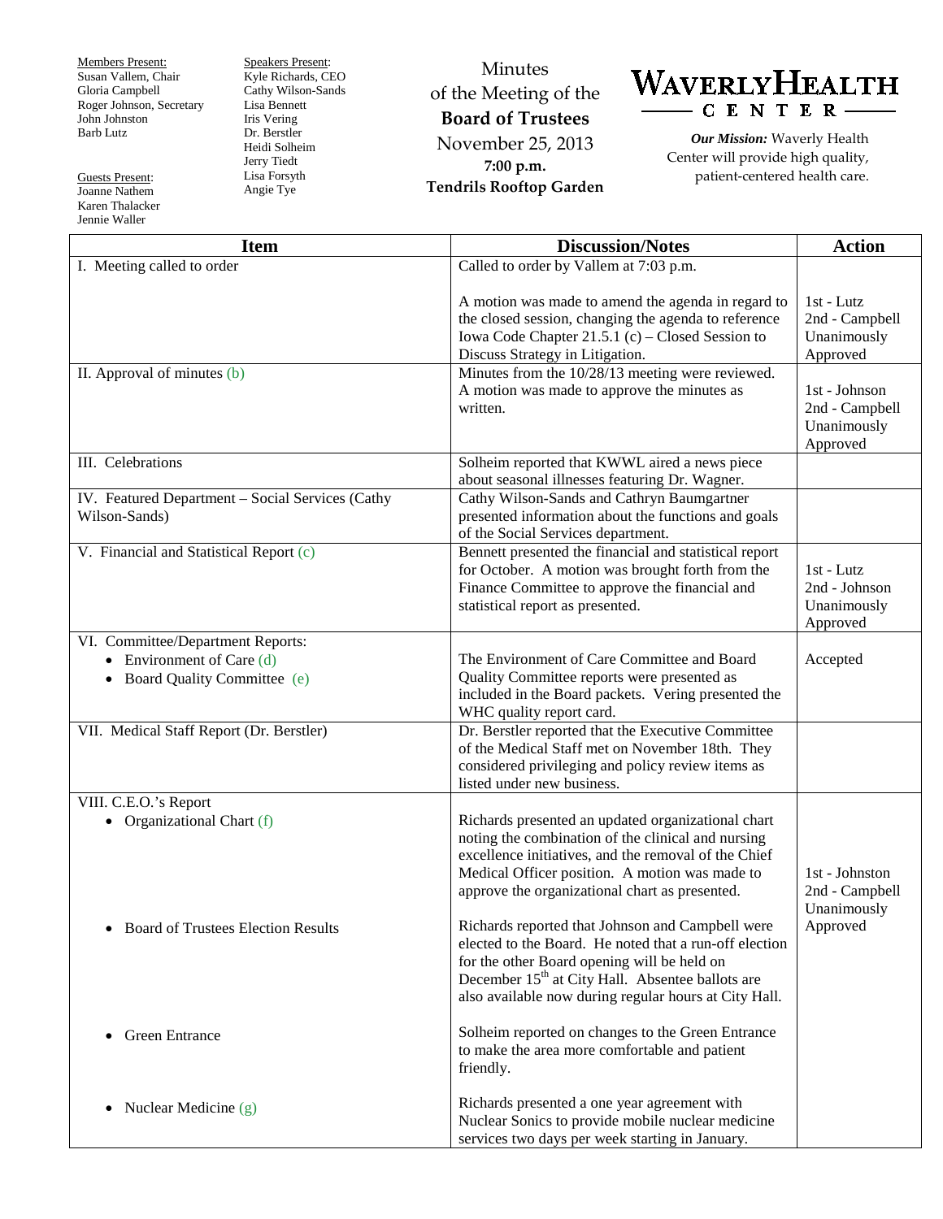Members Present:
Susan Vallem, Chair
Gloria Campbell
Roger Johnson, Secretary
John Johnston
Barb Lutz

Guests Present:
Joanne Nathem
Karen Thalacker
Jennie Waller

Speakers Present:
Kyle Richards, CEO
Cathy Wilson-Sands
Lisa Bennett
Iris Vering
Dr. Berstler
Heidi Solheim
Jerry Tiedt
Lisa Forsyth
Angie Tye

# Minutes of the Meeting of the **Board of Trustees**

November 25, 2013
**7:00 p.m.**
**Tendrils Rooftop Garden**

**WAVERLY HEALTH CENTER**

***Our Mission:*** Waverly Health Center will provide high quality, patient-centered health care.

| Item | Discussion/Notes | Action |
|---|---|---|
| I. Meeting called to order | Called to order by Vallem at 7:03 p.m.<br><br>A motion was made to amend the agenda in regard to the closed session, changing the agenda to reference Iowa Code Chapter 21.5.1 (c) – Closed Session to Discuss Strategy in Litigation. | 1st - Lutz<br>2nd - Campbell<br>Unanimously Approved |
| II. Approval of minutes (b) | Minutes from the 10/28/13 meeting were reviewed. A motion was made to approve the minutes as written. | 1st - Johnson<br>2nd - Campbell<br>Unanimously Approved |
| III. Celebrations | Solheim reported that KWWL aired a news piece about seasonal illnesses featuring Dr. Wagner. | |
| IV. Featured Department – Social Services (Cathy Wilson-Sands) | Cathy Wilson-Sands and Cathryn Baumgartner presented information about the functions and goals of the Social Services department. | |
| V. Financial and Statistical Report (c) | Bennett presented the financial and statistical report for October. A motion was brought forth from the Finance Committee to approve the financial and statistical report as presented. | 1st - Lutz<br>2nd - Johnson<br>Unanimously Approved |
| VI. Committee/Department Reports:<br>• Environment of Care (d)<br>• Board Quality Committee (e) | The Environment of Care Committee and Board Quality Committee reports were presented as included in the Board packets. Vering presented the WHC quality report card. | Accepted |
| VII. Medical Staff Report (Dr. Berstler) | Dr. Berstler reported that the Executive Committee of the Medical Staff met on November 18th. They considered privileging and policy review items as listed under new business. | |
| VIII. C.E.O.'s Report<br>• Organizational Chart (f) | Richards presented an updated organizational chart noting the combination of the clinical and nursing excellence initiatives, and the removal of the Chief Medical Officer position. A motion was made to approve the organizational chart as presented. | 1st - Johnston<br>2nd - Campbell<br>Unanimously Approved |
| • Board of Trustees Election Results | Richards reported that Johnson and Campbell were elected to the Board. He noted that a run-off election for the other Board opening will be held on December 15th at City Hall. Absentee ballots are also available now during regular hours at City Hall. | |
| • Green Entrance | Solheim reported on changes to the Green Entrance to make the area more comfortable and patient friendly. | |
| • Nuclear Medicine (g) | Richards presented a one year agreement with Nuclear Sonics to provide mobile nuclear medicine services two days per week starting in January. | |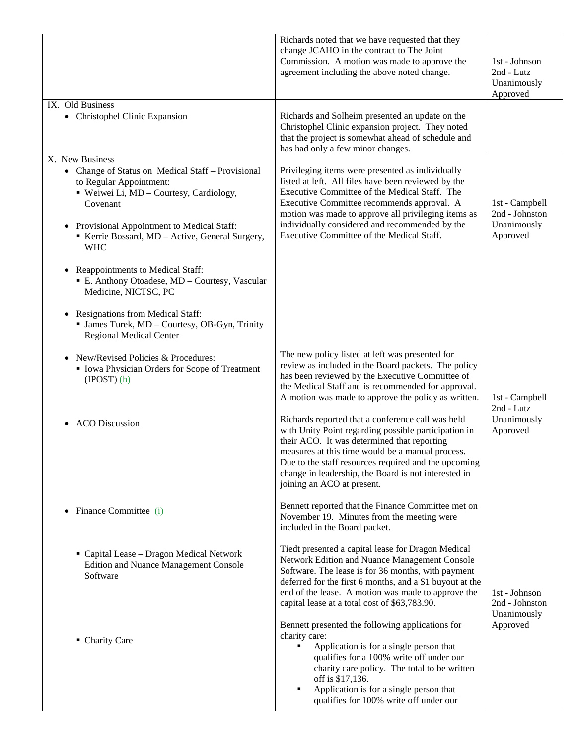| | | |
|---|---|---|
| | Richards noted that we have requested that they change JCAHO in the contract to The Joint Commission. A motion was made to approve the agreement including the above noted change. | 1st - Johnson<br>2nd - Lutz<br>Unanimously Approved |
| IX. Old Business<br>• Christophel Clinic Expansion | Richards and Solheim presented an update on the Christophel Clinic expansion project. They noted that the project is somewhat ahead of schedule and has had only a few minor changes. | |
| X. New Business<br>• Change of Status on Medical Staff – Provisional to Regular Appointment:<br>▪ Weiwei Li, MD – Courtesy, Cardiology, Covenant<br><br>• Provisional Appointment to Medical Staff:<br>▪ Kerrie Bossard, MD – Active, General Surgery, WHC<br><br>• Reappointments to Medical Staff:<br>▪ E. Anthony Otoadese, MD – Courtesy, Vascular Medicine, NICTSC, PC<br><br>• Resignations from Medical Staff:<br>▪ James Turek, MD – Courtesy, OB-Gyn, Trinity Regional Medical Center<br><br>• New/Revised Policies & Procedures:<br>▪ Iowa Physician Orders for Scope of Treatment (IPOST) (h)<br><br>• ACO Discussion | Privileging items were presented as individually listed at left. All files have been reviewed by the Executive Committee of the Medical Staff. The Executive Committee recommends approval. A motion was made to approve all privileging items as individually considered and recommended by the Executive Committee of the Medical Staff.<br><br>The new policy listed at left was presented for review as included in the Board packets. The policy has been reviewed by the Executive Committee of the Medical Staff and is recommended for approval. A motion was made to approve the policy as written.<br><br>Richards reported that a conference call was held with Unity Point regarding possible participation in their ACO. It was determined that reporting measures at this time would be a manual process. Due to the staff resources required and the upcoming change in leadership, the Board is not interested in joining an ACO at present. | 1st - Campbell<br>2nd - Johnston<br>Unanimously Approved<br><br>1st - Campbell<br>2nd - Lutz<br>Unanimously Approved |
| • Finance Committee (i)<br><br>▪ Capital Lease – Dragon Medical Network Edition and Nuance Management Console Software<br><br>▪ Charity Care | Bennett reported that the Finance Committee met on November 19. Minutes from the meeting were included in the Board packet.<br><br>Tiedt presented a capital lease for Dragon Medical Network Edition and Nuance Management Console Software. The lease is for 36 months, with payment deferred for the first 6 months, and a $1 buyout at the end of the lease. A motion was made to approve the capital lease at a total cost of $63,783.90.<br><br>Bennett presented the following applications for charity care:<br>▪ Application is for a single person that qualifies for a 100% write off under our charity care policy. The total to be written off is $17,136.<br>▪ Application is for a single person that qualifies for 100% write off under our | 1st - Johnson<br>2nd - Johnston<br>Unanimously Approved |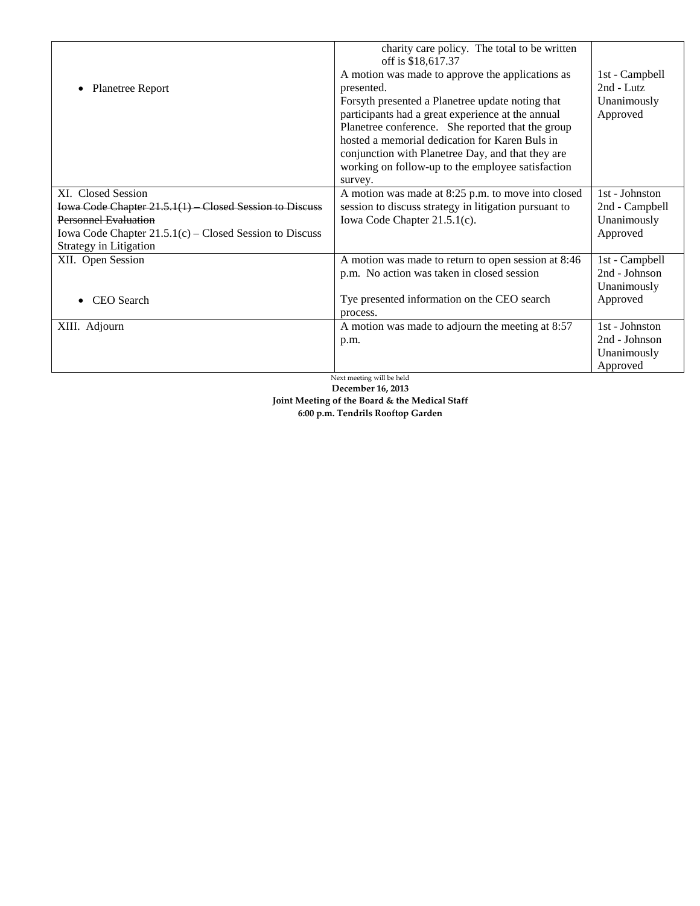| | | |
|---|---|---|
| • Planetree Report | charity care policy. The total to be written off is $18,617.37<br>A motion was made to approve the applications as presented.<br>Forsyth presented a Planetree update noting that participants had a great experience at the annual Planetree conference. She reported that the group hosted a memorial dedication for Karen Buls in conjunction with Planetree Day, and that they are working on follow-up to the employee satisfaction survey. | 1st - Campbell<br>2nd - Lutz<br>Unanimously Approved |
| XI. Closed Session<br>~~Iowa Code Chapter 21.5.1(1) – Closed Session to Discuss Personnel Evaluation~~<br>Iowa Code Chapter 21.5.1(c) – Closed Session to Discuss Strategy in Litigation | A motion was made at 8:25 p.m. to move into closed session to discuss strategy in litigation pursuant to Iowa Code Chapter 21.5.1(c). | 1st - Johnston<br>2nd - Campbell<br>Unanimously Approved |
| XII. Open Session<br><br>• CEO Search | A motion was made to return to open session at 8:46 p.m. No action was taken in closed session<br><br>Tye presented information on the CEO search process. | 1st - Campbell<br>2nd - Johnson<br>Unanimously Approved |
| XIII. Adjourn | A motion was made to adjourn the meeting at 8:57 p.m. | 1st - Johnston<br>2nd - Johnson<br>Unanimously Approved |

Next meeting will be held

**December 16, 2013**

**Joint Meeting of the Board & the Medical Staff**

**6:00 p.m. Tendrils Rooftop Garden**